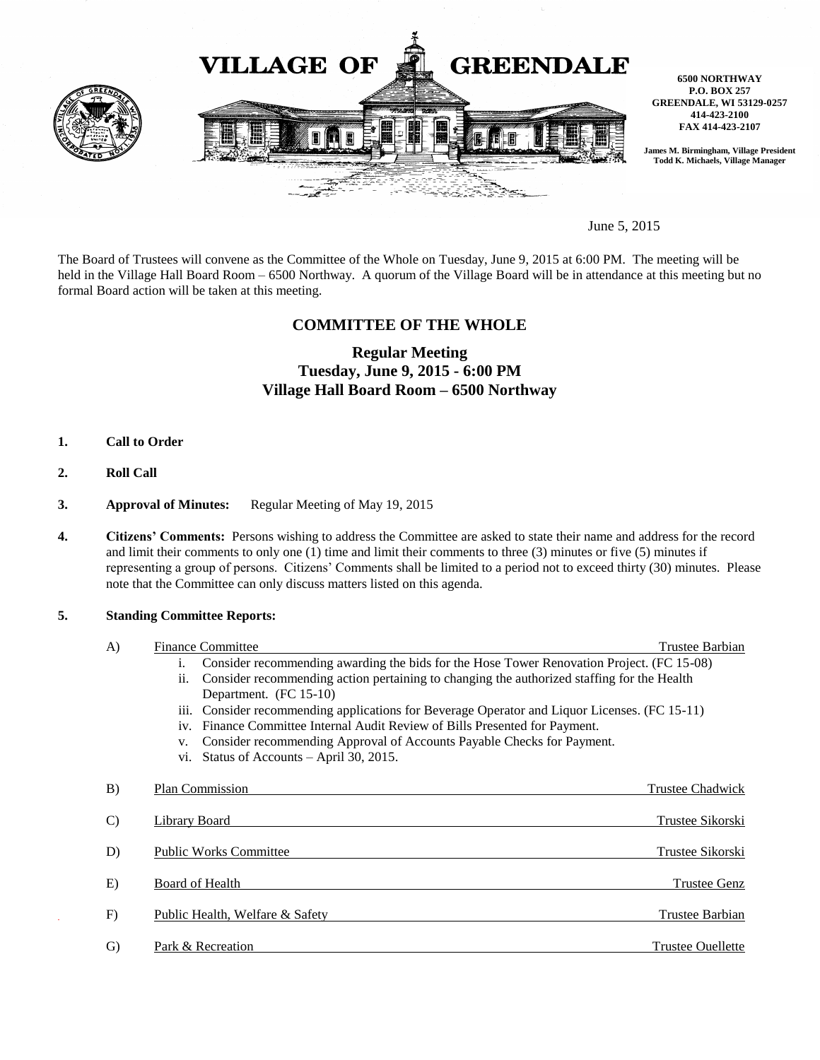# VILLAGE OF GREENDALE

**6500 NORTHWAY**
**P.O. BOX 257**
**GREENDALE, WI 53129-0257**
**414-423-2100**
**FAX 414-423-2107**

**James M. Birmingham, Village President**
**Todd K. Michaels, Village Manager**

June 5, 2015

The Board of Trustees will convene as the Committee of the Whole on Tuesday, June 9, 2015 at 6:00 PM. The meeting will be held in the Village Hall Board Room – 6500 Northway. A quorum of the Village Board will be in attendance at this meeting but no formal Board action will be taken at this meeting.

## COMMITTEE OF THE WHOLE

### Regular Meeting
### Tuesday, June 9, 2015 - 6:00 PM
### Village Hall Board Room – 6500 Northway

**1. Call to Order**

**2. Roll Call**

**3. Approval of Minutes:** Regular Meeting of May 19, 2015

**4. Citizens' Comments:** Persons wishing to address the Committee are asked to state their name and address for the record and limit their comments to only one (1) time and limit their comments to three (3) minutes or five (5) minutes if representing a group of persons. Citizens' Comments shall be limited to a period not to exceed thirty (30) minutes. Please note that the Committee can only discuss matters listed on this agenda.

**5. Standing Committee Reports:**

A) Finance Committee — Trustee Barbian
   i. Consider recommending awarding the bids for the Hose Tower Renovation Project. (FC 15-08)
   ii. Consider recommending action pertaining to changing the authorized staffing for the Health Department. (FC 15-10)
   iii. Consider recommending applications for Beverage Operator and Liquor Licenses. (FC 15-11)
   iv. Finance Committee Internal Audit Review of Bills Presented for Payment.
   v. Consider recommending Approval of Accounts Payable Checks for Payment.
   vi. Status of Accounts – April 30, 2015.

B) Plan Commission — Trustee Chadwick

C) Library Board — Trustee Sikorski

D) Public Works Committee — Trustee Sikorski

E) Board of Health — Trustee Genz

F) Public Health, Welfare & Safety — Trustee Barbian

G) Park & Recreation — Trustee Ouellette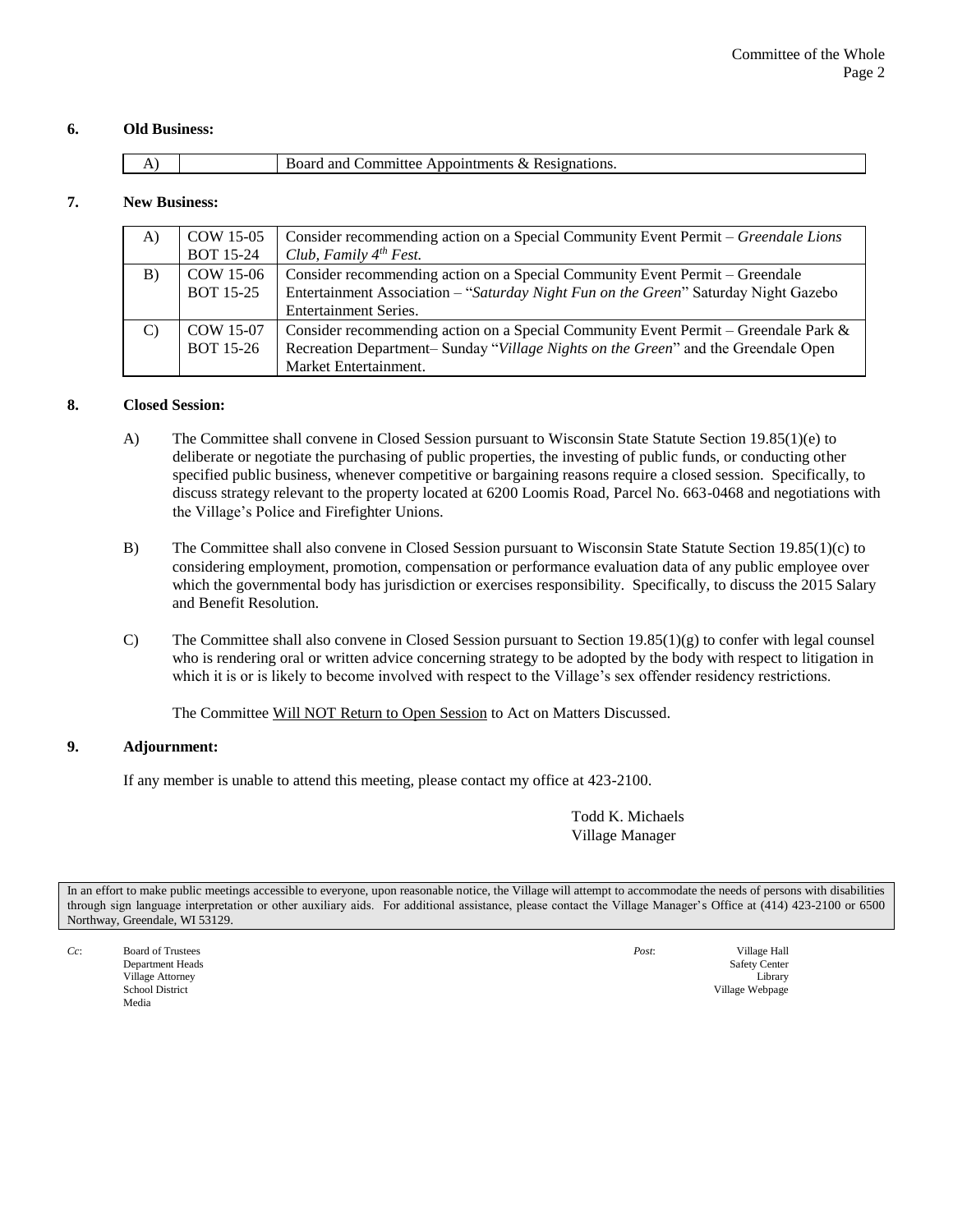## 6. Old Business:

| | | |
|---|---|---|
| A) | | Board and Committee Appointments & Resignations. |

## 7. New Business:

| | | |
|---|---|---|
| A) | COW 15-05<br>BOT 15-24 | Consider recommending action on a Special Community Event Permit – *Greendale Lions Club, Family 4th Fest.* |
| B) | COW 15-06<br>BOT 15-25 | Consider recommending action on a Special Community Event Permit – Greendale Entertainment Association – "*Saturday Night Fun on the Green*" Saturday Night Gazebo Entertainment Series. |
| C) | COW 15-07<br>BOT 15-26 | Consider recommending action on a Special Community Event Permit – Greendale Park & Recreation Department– Sunday "*Village Nights on the Green*" and the Greendale Open Market Entertainment. |

## 8. Closed Session:

A) The Committee shall convene in Closed Session pursuant to Wisconsin State Statute Section 19.85(1)(e) to deliberate or negotiate the purchasing of public properties, the investing of public funds, or conducting other specified public business, whenever competitive or bargaining reasons require a closed session. Specifically, to discuss strategy relevant to the property located at 6200 Loomis Road, Parcel No. 663-0468 and negotiations with the Village's Police and Firefighter Unions.

B) The Committee shall also convene in Closed Session pursuant to Wisconsin State Statute Section 19.85(1)(c) to considering employment, promotion, compensation or performance evaluation data of any public employee over which the governmental body has jurisdiction or exercises responsibility. Specifically, to discuss the 2015 Salary and Benefit Resolution.

C) The Committee shall also convene in Closed Session pursuant to Section 19.85(1)(g) to confer with legal counsel who is rendering oral or written advice concerning strategy to be adopted by the body with respect to litigation in which it is or is likely to become involved with respect to the Village's sex offender residency restrictions.

The Committee Will NOT Return to Open Session to Act on Matters Discussed.

## 9. Adjournment:

If any member is unable to attend this meeting, please contact my office at 423-2100.

Todd K. Michaels
Village Manager

In an effort to make public meetings accessible to everyone, upon reasonable notice, the Village will attempt to accommodate the needs of persons with disabilities through sign language interpretation or other auxiliary aids. For additional assistance, please contact the Village Manager's Office at (414) 423-2100 or 6500 Northway, Greendale, WI 53129.

*Cc*: Board of Trustees
Department Heads
Village Attorney
School District
Media

*Post*: Village Hall
Safety Center
Library
Village Webpage